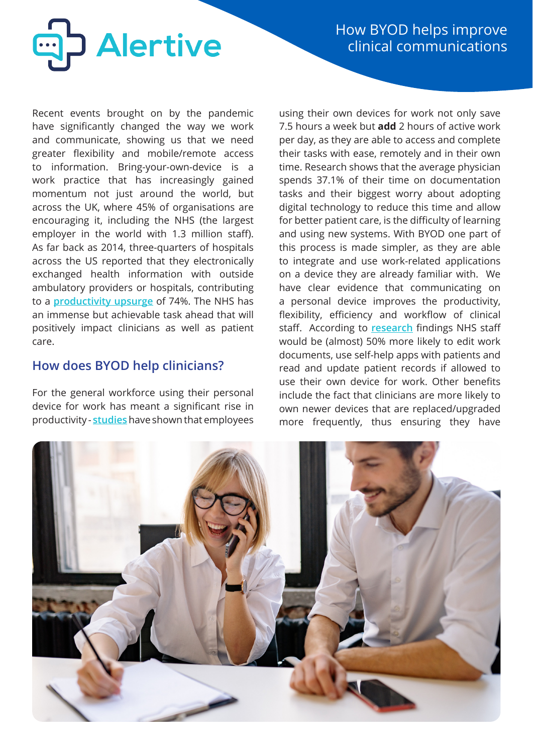# Alertive

## How BYOD helps improve clinical communications

Recent events brought on by the pandemic have significantly changed the way we work and communicate, showing us that we need greater flexibility and mobile/remote access to information. Bring-your-own-device is a work practice that has increasingly gained momentum not just around the world, but across the UK, where 45% of organisations are encouraging it, including the NHS (the largest employer in the world with 1.3 million staff). As far back as 2014, three-quarters of hospitals across the US reported that they electronically exchanged health information with outside ambulatory providers or hospitals, contributing to a productivity upsurge of 74%. The NHS has an immense but achievable task ahead that will positively impact clinicians as well as patient care.

### How does BYOD help clinicians?

For the general workforce using their personal device for work has meant a significant rise in productivity - studies have shown that employees using their own devices for work not only save 7.5 hours a week but **add** 2 hours of active work per day, as they are able to access and complete their tasks with ease, remotely and in their own time. Research shows that the average physician spends 37.1% of their time on documentation tasks and their biggest worry about adopting digital technology to reduce this time and allow for better patient care, is the difficulty of learning and using new systems. With BYOD one part of this process is made simpler, as they are able to integrate and use work-related applications on a device they are already familiar with. We have clear evidence that communicating on a personal device improves the productivity, flexibility, efficiency and workflow of clinical staff. According to research findings NHS staff would be (almost) 50% more likely to edit work documents, use self-help apps with patients and read and update patient records if allowed to use their own device for work. Other benefits include the fact that clinicians are more likely to own newer devices that are replaced/upgraded more frequently, thus ensuring they have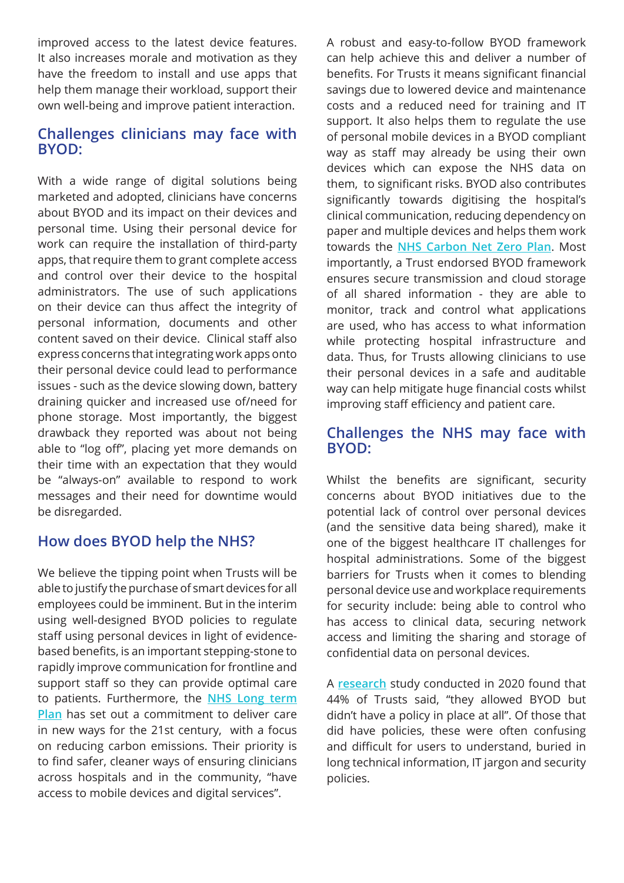improved access to the latest device features. It also increases morale and motivation as they have the freedom to install and use apps that help them manage their workload, support their own well-being and improve patient interaction.

## Challenges clinicians may face with BYOD:

With a wide range of digital solutions being marketed and adopted, clinicians have concerns about BYOD and its impact on their devices and personal time. Using their personal device for work can require the installation of third-party apps, that require them to grant complete access and control over their device to the hospital administrators. The use of such applications on their device can thus affect the integrity of personal information, documents and other content saved on their device. Clinical staff also express concerns that integrating work apps onto their personal device could lead to performance issues - such as the device slowing down, battery draining quicker and increased use of/need for phone storage. Most importantly, the biggest drawback they reported was about not being able to "log off", placing yet more demands on their time with an expectation that they would be "always-on" available to respond to work messages and their need for downtime would be disregarded.

## How does BYOD help the NHS?

We believe the tipping point when Trusts will be able to justify the purchase of smart devices for all employees could be imminent. But in the interim using well-designed BYOD policies to regulate staff using personal devices in light of evidence-based benefits, is an important stepping-stone to rapidly improve communication for frontline and support staff so they can provide optimal care to patients. Furthermore, the NHS Long term Plan has set out a commitment to deliver care in new ways for the 21st century, with a focus on reducing carbon emissions. Their priority is to find safer, cleaner ways of ensuring clinicians across hospitals and in the community, "have access to mobile devices and digital services".

A robust and easy-to-follow BYOD framework can help achieve this and deliver a number of benefits. For Trusts it means significant financial savings due to lowered device and maintenance costs and a reduced need for training and IT support. It also helps them to regulate the use of personal mobile devices in a BYOD compliant way as staff may already be using their own devices which can expose the NHS data on them, to significant risks. BYOD also contributes significantly towards digitising the hospital's clinical communication, reducing dependency on paper and multiple devices and helps them work towards the NHS Carbon Net Zero Plan. Most importantly, a Trust endorsed BYOD framework ensures secure transmission and cloud storage of all shared information - they are able to monitor, track and control what applications are used, who has access to what information while protecting hospital infrastructure and data. Thus, for Trusts allowing clinicians to use their personal devices in a safe and auditable way can help mitigate huge financial costs whilst improving staff efficiency and patient care.

## Challenges the NHS may face with BYOD:

Whilst the benefits are significant, security concerns about BYOD initiatives due to the potential lack of control over personal devices (and the sensitive data being shared), make it one of the biggest healthcare IT challenges for hospital administrations. Some of the biggest barriers for Trusts when it comes to blending personal device use and workplace requirements for security include: being able to control who has access to clinical data, securing network access and limiting the sharing and storage of confidential data on personal devices.

A research study conducted in 2020 found that 44% of Trusts said, "they allowed BYOD but didn't have a policy in place at all". Of those that did have policies, these were often confusing and difficult for users to understand, buried in long technical information, IT jargon and security policies.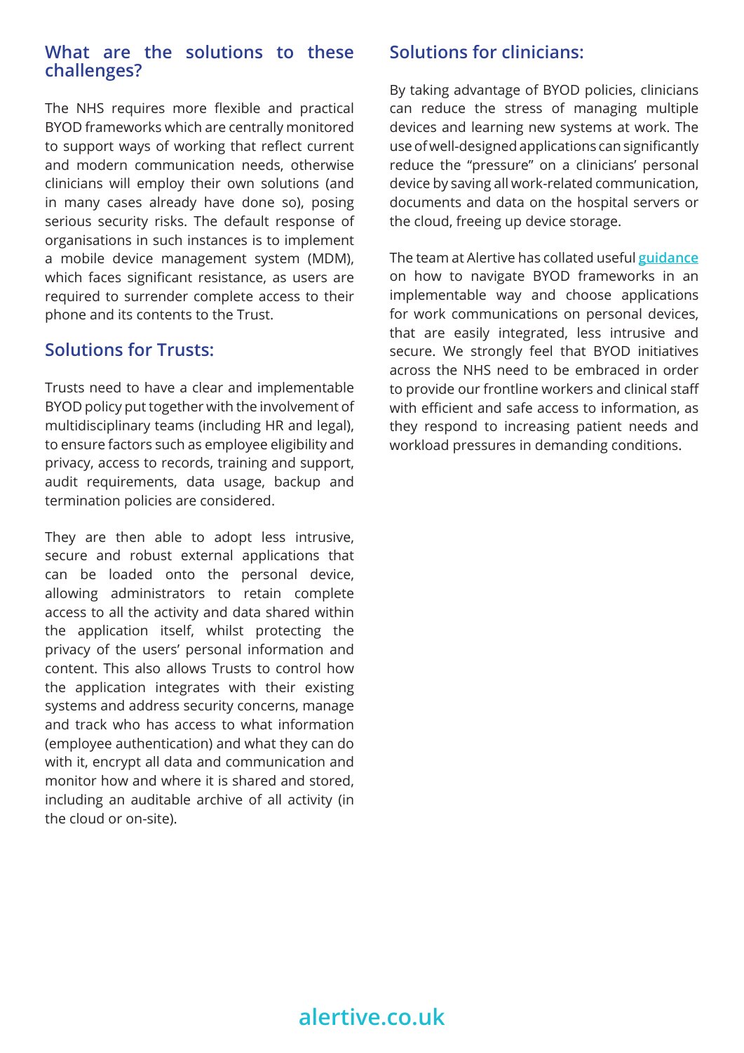## What are the solutions to these challenges?

The NHS requires more flexible and practical BYOD frameworks which are centrally monitored to support ways of working that reflect current and modern communication needs, otherwise clinicians will employ their own solutions (and in many cases already have done so), posing serious security risks. The default response of organisations in such instances is to implement a mobile device management system (MDM), which faces significant resistance, as users are required to surrender complete access to their phone and its contents to the Trust.

## Solutions for Trusts:

Trusts need to have a clear and implementable BYOD policy put together with the involvement of multidisciplinary teams (including HR and legal), to ensure factors such as employee eligibility and privacy, access to records, training and support, audit requirements, data usage, backup and termination policies are considered.

They are then able to adopt less intrusive, secure and robust external applications that can be loaded onto the personal device, allowing administrators to retain complete access to all the activity and data shared within the application itself, whilst protecting the privacy of the users' personal information and content. This also allows Trusts to control how the application integrates with their existing systems and address security concerns, manage and track who has access to what information (employee authentication) and what they can do with it, encrypt all data and communication and monitor how and where it is shared and stored, including an auditable archive of all activity (in the cloud or on-site).

## Solutions for clinicians:

By taking advantage of BYOD policies, clinicians can reduce the stress of managing multiple devices and learning new systems at work. The use of well-designed applications can significantly reduce the "pressure" on a clinicians' personal device by saving all work-related communication, documents and data on the hospital servers or the cloud, freeing up device storage.

The team at Alertive has collated useful **guidance** on how to navigate BYOD frameworks in an implementable way and choose applications for work communications on personal devices, that are easily integrated, less intrusive and secure. We strongly feel that BYOD initiatives across the NHS need to be embraced in order to provide our frontline workers and clinical staff with efficient and safe access to information, as they respond to increasing patient needs and workload pressures in demanding conditions.

**alertive.co.uk**